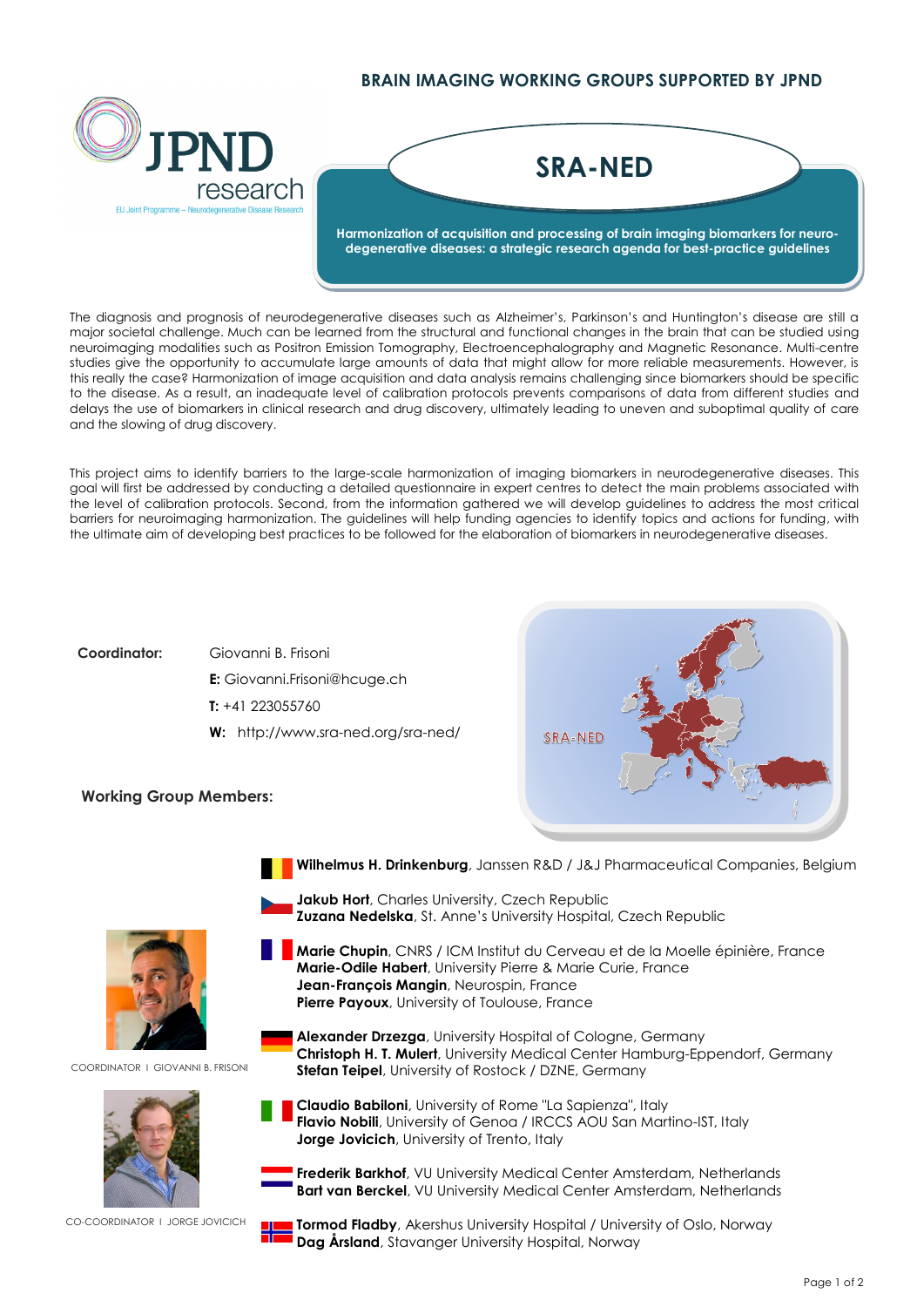BRAIN IMAGING WORKING GROUPS SUPPORTED BY JPND

JPND research
EU Joint Programme – Neurodegenerative Disease Research

# SRA-NED

**Harmonization of acquisition and processing of brain imaging biomarkers for neuro-degenerative diseases: a strategic research agenda for best-practice guidelines**

The diagnosis and prognosis of neurodegenerative diseases such as Alzheimer's, Parkinson's and Huntington's disease are still a major societal challenge. Much can be learned from the structural and functional changes in the brain that can be studied using neuroimaging modalities such as Positron Emission Tomography, Electroencephalography and Magnetic Resonance. Multi-centre studies give the opportunity to accumulate large amounts of data that might allow for more reliable measurements. However, is this really the case? Harmonization of image acquisition and data analysis remains challenging since biomarkers should be specific to the disease. As a result, an inadequate level of calibration protocols prevents comparisons of data from different studies and delays the use of biomarkers in clinical research and drug discovery, ultimately leading to uneven and suboptimal quality of care and the slowing of drug discovery.

This project aims to identify barriers to the large-scale harmonization of imaging biomarkers in neurodegenerative diseases. This goal will first be addressed by conducting a detailed questionnaire in expert centres to detect the main problems associated with the level of calibration protocols. Second, from the information gathered we will develop guidelines to address the most critical barriers for neuroimaging harmonization. The guidelines will help funding agencies to identify topics and actions for funding, with the ultimate aim of developing best practices to be followed for the elaboration of biomarkers in neurodegenerative diseases.

**Coordinator:** Giovanni B. Frisoni

**E:** Giovanni.Frisoni@hcuge.ch

**T:** +41 223055760

**W:** http://www.sra-ned.org/sra-ned/

SRA-NED

**Working Group Members:**

COORDINATOR I GIOVANNI B. FRISONI

CO-COORDINATOR I JORGE JOVICICH

**Wilhelmus H. Drinkenburg**, Janssen R&D / J&J Pharmaceutical Companies, Belgium

**Jakub Hort**, Charles University, Czech Republic
**Zuzana Nedelska**, St. Anne's University Hospital, Czech Republic

**Marie Chupin**, CNRS / ICM Institut du Cerveau et de la Moelle épinière, France
**Marie-Odile Habert**, University Pierre & Marie Curie, France
**Jean-François Mangin**, Neurospin, France
**Pierre Payoux**, University of Toulouse, France

**Alexander Drzezga**, University Hospital of Cologne, Germany
**Christoph H. T. Mulert**, University Medical Center Hamburg-Eppendorf, Germany
**Stefan Teipel**, University of Rostock / DZNE, Germany

**Claudio Babiloni**, University of Rome "La Sapienza", Italy
**Flavio Nobili**, University of Genoa / IRCCS AOU San Martino-IST, Italy
**Jorge Jovicich**, University of Trento, Italy

**Frederik Barkhof**, VU University Medical Center Amsterdam, Netherlands
**Bart van Berckel**, VU University Medical Center Amsterdam, Netherlands

**Tormod Fladby**, Akershus University Hospital / University of Oslo, Norway
**Dag Årsland**, Stavanger University Hospital, Norway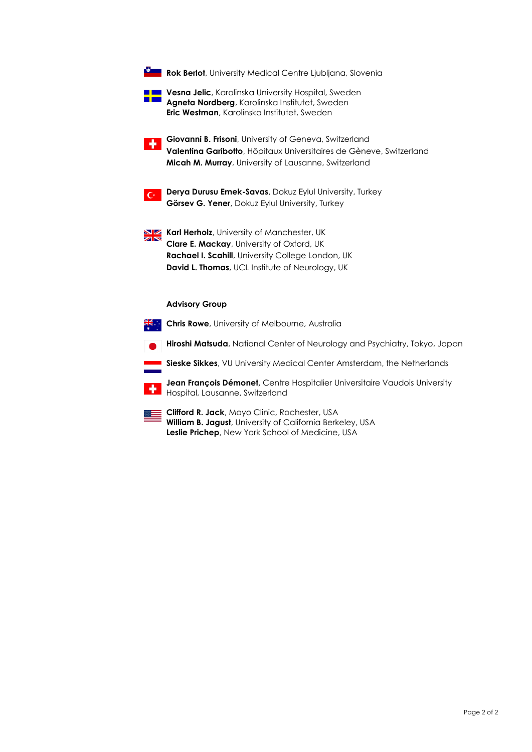**Rok Berlot**, University Medical Centre Ljubljana, Slovenia

**Vesna Jelic**, Karolinska University Hospital, Sweden
**Agneta Nordberg**, Karolinska Institutet, Sweden
**Eric Westman**, Karolinska Institutet, Sweden

**Giovanni B. Frisoni**, University of Geneva, Switzerland
**Valentina Garibotto**, Hôpitaux Universitaires de Gèneve, Switzerland
**Micah M. Murray**, University of Lausanne, Switzerland

**Derya Durusu Emek-Savas**, Dokuz Eylul University, Turkey
**Görsev G. Yener**, Dokuz Eylul University, Turkey

**Karl Herholz**, University of Manchester, UK
**Clare E. Mackay**, University of Oxford, UK
**Rachael I. Scahill**, University College London, UK
**David L. Thomas**, UCL Institute of Neurology, UK

**Advisory Group**

**Chris Rowe**, University of Melbourne, Australia

**Hiroshi Matsuda**, National Center of Neurology and Psychiatry, Tokyo, Japan

**Sieske Sikkes**, VU University Medical Center Amsterdam, the Netherlands

**Jean François Démonet,** Centre Hospitalier Universitaire Vaudois University Hospital, Lausanne, Switzerland

**Clifford R. Jack**, Mayo Clinic, Rochester, USA
**William B. Jagust**, University of California Berkeley, USA
**Leslie Prichep**, New York School of Medicine, USA